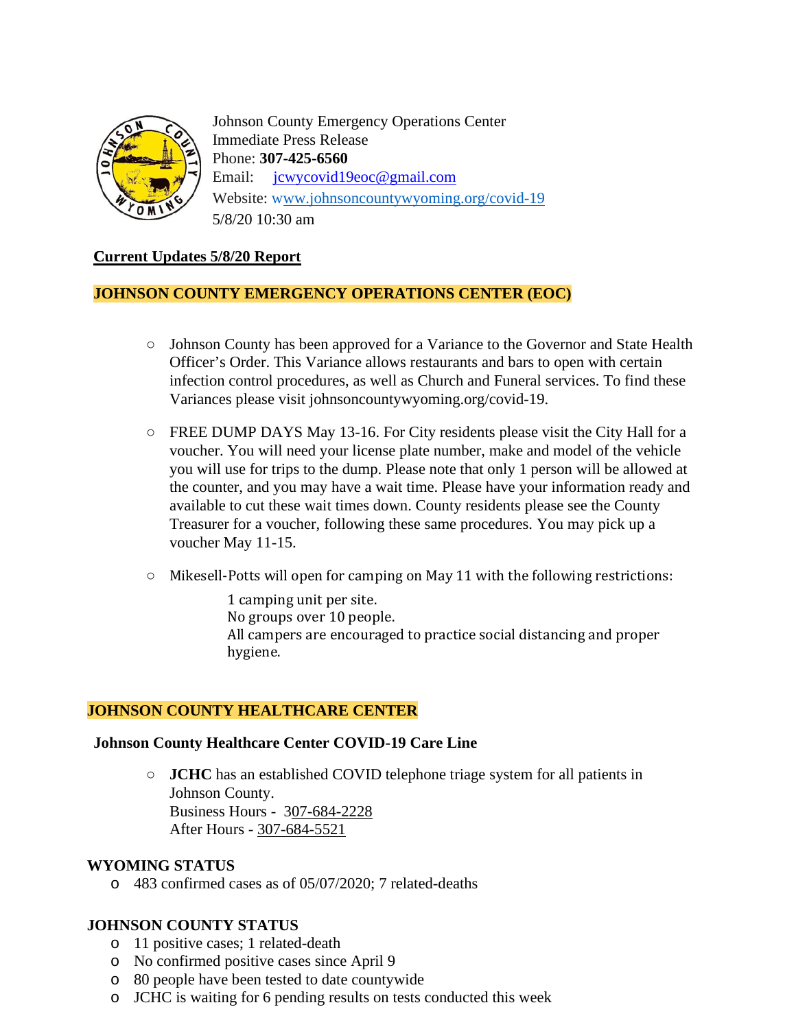Johnson County Emergency Operations Center
Immediate Press Release
Phone: **307-425-6560**
Email: jcwycovid19eoc@gmail.com
Website: www.johnsoncountywyoming.org/covid-19
5/8/20 10:30 am

**Current Updates 5/8/20 Report**

## JOHNSON COUNTY EMERGENCY OPERATIONS CENTER (EOC)

- Johnson County has been approved for a Variance to the Governor and State Health Officer's Order. This Variance allows restaurants and bars to open with certain infection control procedures, as well as Church and Funeral services. To find these Variances please visit johnsoncountywyoming.org/covid-19.
- FREE DUMP DAYS May 13-16. For City residents please visit the City Hall for a voucher. You will need your license plate number, make and model of the vehicle you will use for trips to the dump. Please note that only 1 person will be allowed at the counter, and you may have a wait time. Please have your information ready and available to cut these wait times down. County residents please see the County Treasurer for a voucher, following these same procedures. You may pick up a voucher May 11-15.
- Mikesell-Potts will open for camping on May 11 with the following restrictions:

  1 camping unit per site.
  No groups over 10 people.
  All campers are encouraged to practice social distancing and proper hygiene.

## JOHNSON COUNTY HEALTHCARE CENTER

**Johnson County Healthcare Center COVID-19 Care Line**

- **JCHC** has an established COVID telephone triage system for all patients in Johnson County.
  Business Hours - 307-684-2228
  After Hours - 307-684-5521

**WYOMING STATUS**

- 483 confirmed cases as of 05/07/2020; 7 related-deaths

**JOHNSON COUNTY STATUS**

- 11 positive cases; 1 related-death
- No confirmed positive cases since April 9
- 80 people have been tested to date countywide
- JCHC is waiting for 6 pending results on tests conducted this week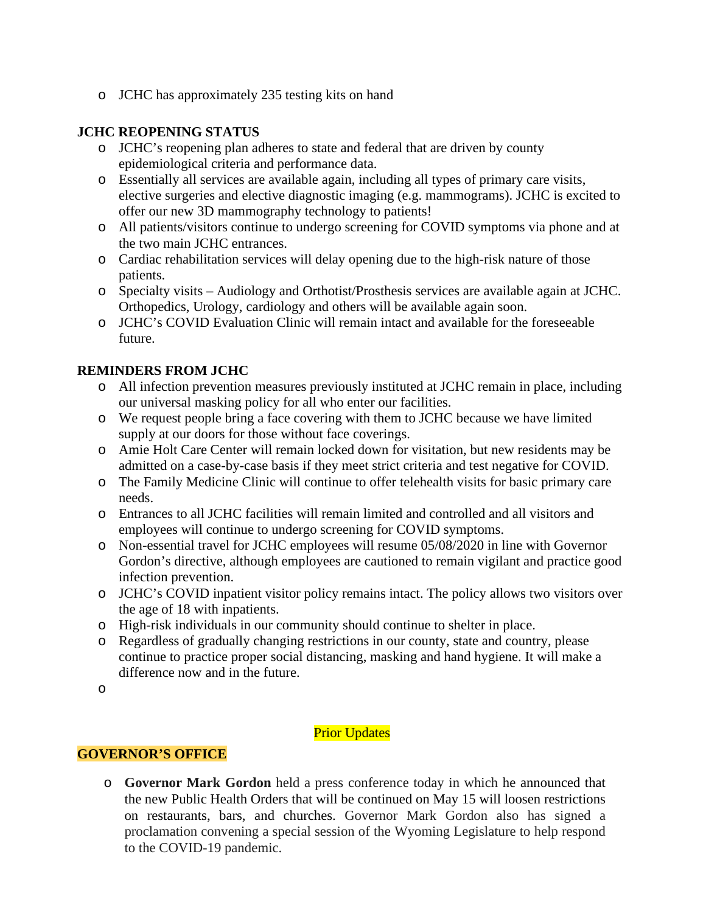- JCHC has approximately 235 testing kits on hand

**JCHC REOPENING STATUS**

- JCHC's reopening plan adheres to state and federal that are driven by county epidemiological criteria and performance data.
- Essentially all services are available again, including all types of primary care visits, elective surgeries and elective diagnostic imaging (e.g. mammograms). JCHC is excited to offer our new 3D mammography technology to patients!
- All patients/visitors continue to undergo screening for COVID symptoms via phone and at the two main JCHC entrances.
- Cardiac rehabilitation services will delay opening due to the high-risk nature of those patients.
- Specialty visits – Audiology and Orthotist/Prosthesis services are available again at JCHC. Orthopedics, Urology, cardiology and others will be available again soon.
- JCHC's COVID Evaluation Clinic will remain intact and available for the foreseeable future.

**REMINDERS FROM JCHC**

- All infection prevention measures previously instituted at JCHC remain in place, including our universal masking policy for all who enter our facilities.
- We request people bring a face covering with them to JCHC because we have limited supply at our doors for those without face coverings.
- Amie Holt Care Center will remain locked down for visitation, but new residents may be admitted on a case-by-case basis if they meet strict criteria and test negative for COVID.
- The Family Medicine Clinic will continue to offer telehealth visits for basic primary care needs.
- Entrances to all JCHC facilities will remain limited and controlled and all visitors and employees will continue to undergo screening for COVID symptoms.
- Non-essential travel for JCHC employees will resume 05/08/2020 in line with Governor Gordon's directive, although employees are cautioned to remain vigilant and practice good infection prevention.
- JCHC's COVID inpatient visitor policy remains intact. The policy allows two visitors over the age of 18 with inpatients.
- High-risk individuals in our community should continue to shelter in place.
- Regardless of gradually changing restrictions in our county, state and country, please continue to practice proper social distancing, masking and hand hygiene. It will make a difference now and in the future.

Prior Updates

**GOVERNOR'S OFFICE**

- **Governor Mark Gordon** held a press conference today in which he announced that the new Public Health Orders that will be continued on May 15 will loosen restrictions on restaurants, bars, and churches. Governor Mark Gordon also has signed a proclamation convening a special session of the Wyoming Legislature to help respond to the COVID-19 pandemic.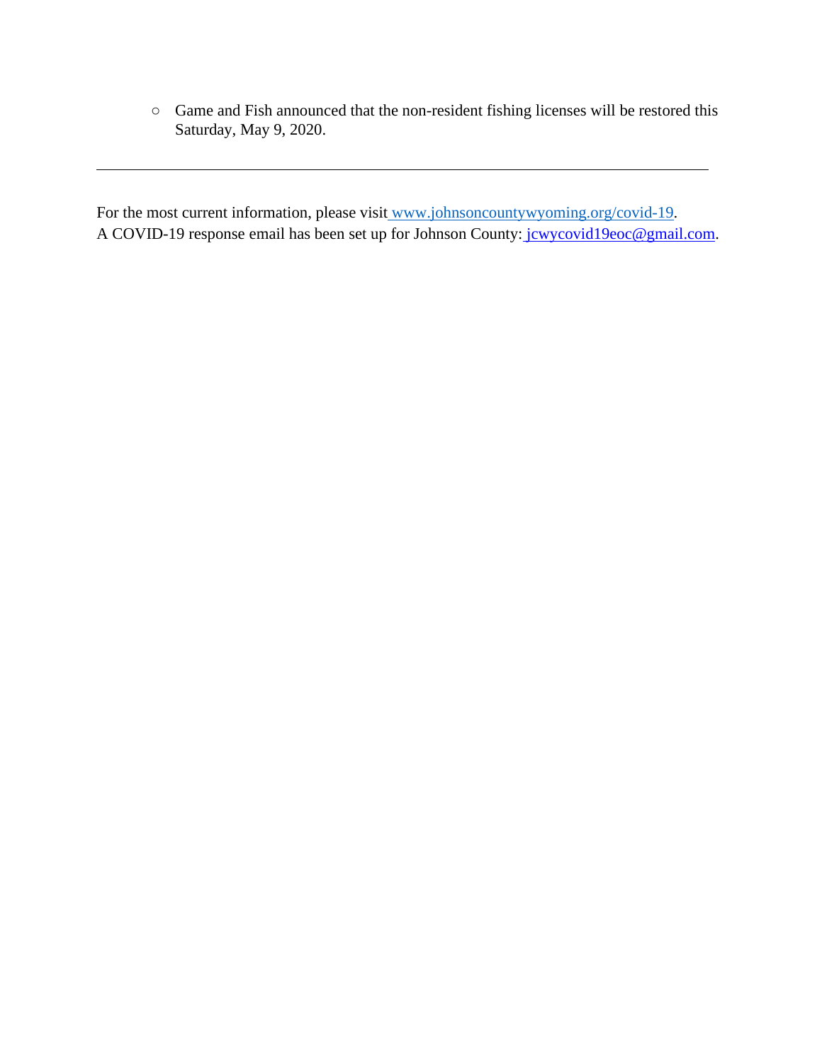- Game and Fish announced that the non-resident fishing licenses will be restored this Saturday, May 9, 2020.

---

For the most current information, please visit [www.johnsoncountywyoming.org/covid-19](http://www.johnsoncountywyoming.org/covid-19).
A COVID-19 response email has been set up for Johnson County: [jcwycovid19eoc@gmail.com](mailto:jcwycovid19eoc@gmail.com).